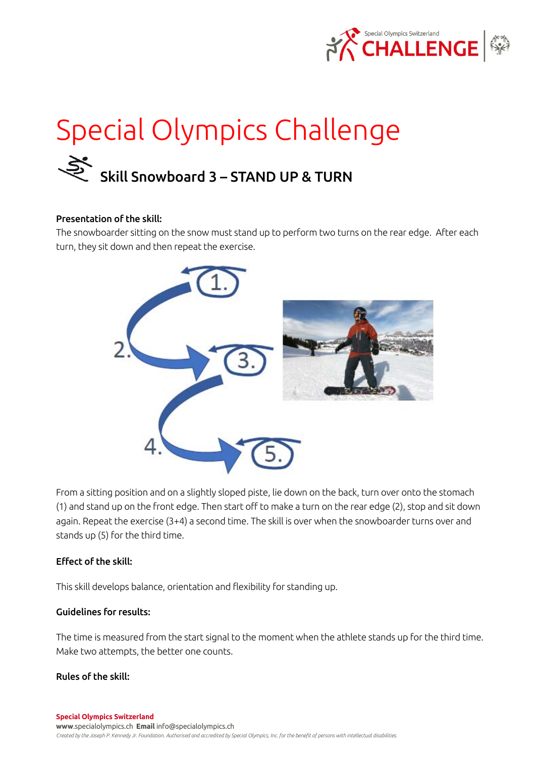# Special Olympics Challenge

## Skill Snowboard 3 – STAND UP & TURN

**Presentation of the skill:**

The snowboarder sitting on the snow must stand up to perform two turns on the rear edge. After each turn, they sit down and then repeat the exercise.

From a sitting position and on a slightly sloped piste, lie down on the back, turn over onto the stomach (1) and stand up on the front edge. Then start off to make a turn on the rear edge (2), stop and sit down again. Repeat the exercise (3+4) a second time. The skill is over when the snowboarder turns over and stands up (5) for the third time.

**Effect of the skill:**

This skill develops balance, orientation and flexibility for standing up.

**Guidelines for results:**

The time is measured from the start signal to the moment when the athlete stands up for the third time. Make two attempts, the better one counts.

**Rules of the skill:**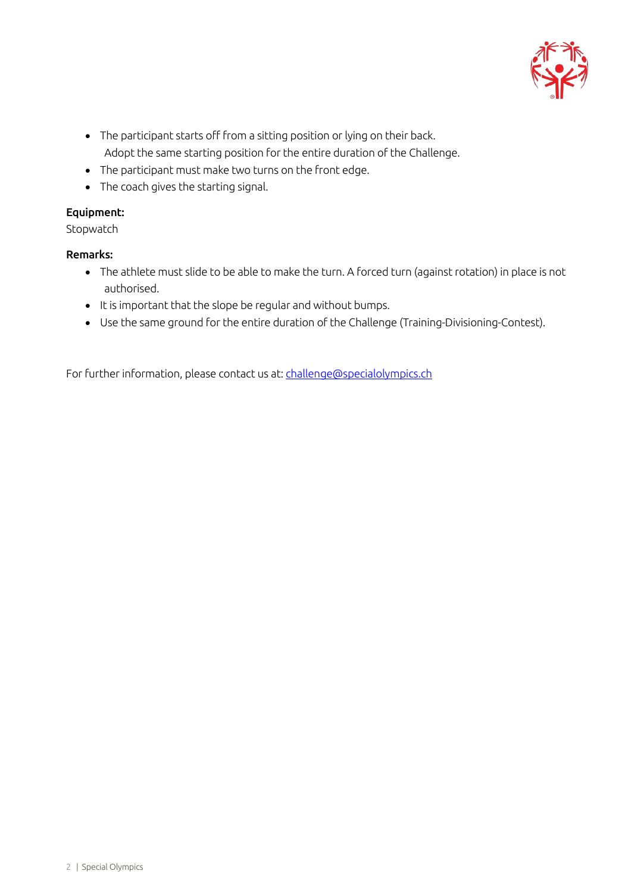- The participant starts off from a sitting position or lying on their back. Adopt the same starting position for the entire duration of the Challenge.
- The participant must make two turns on the front edge.
- The coach gives the starting signal.

**Equipment:**

Stopwatch

**Remarks:**

- The athlete must slide to be able to make the turn. A forced turn (against rotation) in place is not authorised.
- It is important that the slope be regular and without bumps.
- Use the same ground for the entire duration of the Challenge (Training-Divisioning-Contest).

For further information, please contact us at: [challenge@specialolympics.ch](mailto:challenge@specialolympics.ch)